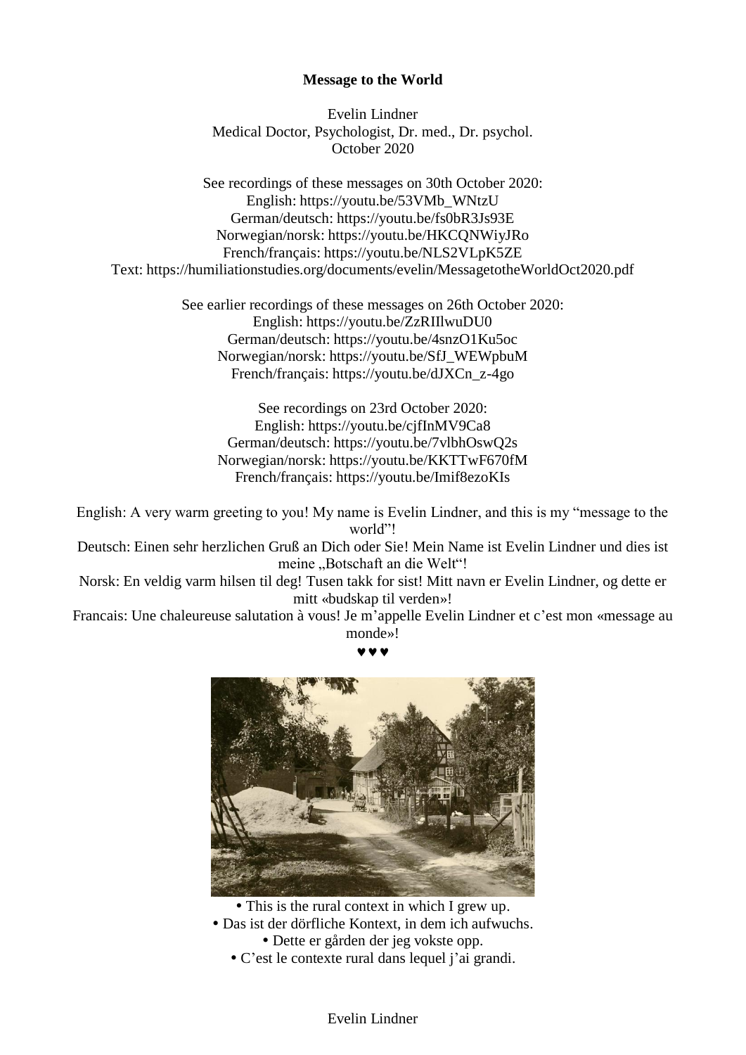**Message to the World**

Evelin Lindner
Medical Doctor, Psychologist, Dr. med., Dr. psychol.
October 2020

See recordings of these messages on 30th October 2020:
English: https://youtu.be/53VMb_WNtzU
German/deutsch: https://youtu.be/fs0bR3Js93E
Norwegian/norsk: https://youtu.be/HKCQNWiyJRo
French/français: https://youtu.be/NLS2VLpK5ZE
Text: https://humiliationstudies.org/documents/evelin/MessagetotheWorldOct2020.pdf

See earlier recordings of these messages on 26th October 2020:
English: https://youtu.be/ZzRIIlwuDU0
German/deutsch: https://youtu.be/4snzO1Ku5oc
Norwegian/norsk: https://youtu.be/SfJ_WEWpbuM
French/français: https://youtu.be/dJXCn_z-4go

See recordings on 23rd October 2020:
English: https://youtu.be/cjfInMV9Ca8
German/deutsch: https://youtu.be/7vlbhOswQ2s
Norwegian/norsk: https://youtu.be/KKTTwF670fM
French/français: https://youtu.be/Imif8ezoKIs

English: A very warm greeting to you! My name is Evelin Lindner, and this is my "message to the world"!
Deutsch: Einen sehr herzlichen Gruß an Dich oder Sie! Mein Name ist Evelin Lindner und dies ist meine „Botschaft an die Welt"!
Norsk: En veldig varm hilsen til deg! Tusen takk for sist! Mitt navn er Evelin Lindner, og dette er mitt «budskap til verden»!
Francais: Une chaleureuse salutation à vous! Je m'appelle Evelin Lindner et c'est mon «message au monde»!

♥ ♥ ♥

• This is the rural context in which I grew up.
• Das ist der dörfliche Kontext, in dem ich aufwuchs.
• Dette er gården der jeg vokste opp.
• C'est le contexte rural dans lequel j'ai grandi.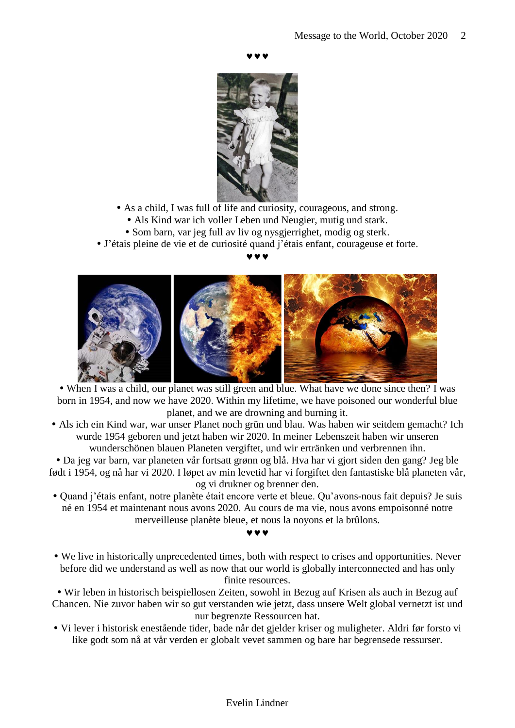♥♥♥

• As a child, I was full of life and curiosity, courageous, and strong.
• Als Kind war ich voller Leben und Neugier, mutig und stark.
• Som barn, var jeg full av liv og nysgjerrighet, modig og sterk.
• J'étais pleine de vie et de curiosité quand j'étais enfant, courageuse et forte.

♥♥♥

• When I was a child, our planet was still green and blue. What have we done since then? I was born in 1954, and now we have 2020. Within my lifetime, we have poisoned our wonderful blue planet, and we are drowning and burning it.
• Als ich ein Kind war, war unser Planet noch grün und blau. Was haben wir seitdem gemacht? Ich wurde 1954 geboren und jetzt haben wir 2020. In meiner Lebenszeit haben wir unseren wunderschönen blauen Planeten vergiftet, und wir ertränken und verbrennen ihn.
• Da jeg var barn, var planeten vår fortsatt grønn og blå. Hva har vi gjort siden den gang? Jeg ble født i 1954, og nå har vi 2020. I løpet av min levetid har vi forgiftet den fantastiske blå planeten vår, og vi drukner og brenner den.
• Quand j'étais enfant, notre planète était encore verte et bleue. Qu'avons-nous fait depuis? Je suis né en 1954 et maintenant nous avons 2020. Au cours de ma vie, nous avons empoisonné notre merveilleuse planète bleue, et nous la noyons et la brûlons.

♥♥♥

• We live in historically unprecedented times, both with respect to crises and opportunities. Never before did we understand as well as now that our world is globally interconnected and has only finite resources.
• Wir leben in historisch beispiellosen Zeiten, sowohl in Bezug auf Krisen als auch in Bezug auf Chancen. Nie zuvor haben wir so gut verstanden wie jetzt, dass unsere Welt global vernetzt ist und nur begrenzte Ressourcen hat.
• Vi lever i historisk enestående tider, bade når det gjelder kriser og muligheter. Aldri før forsto vi like godt som nå at vår verden er globalt vevet sammen og bare har begrensede ressurser.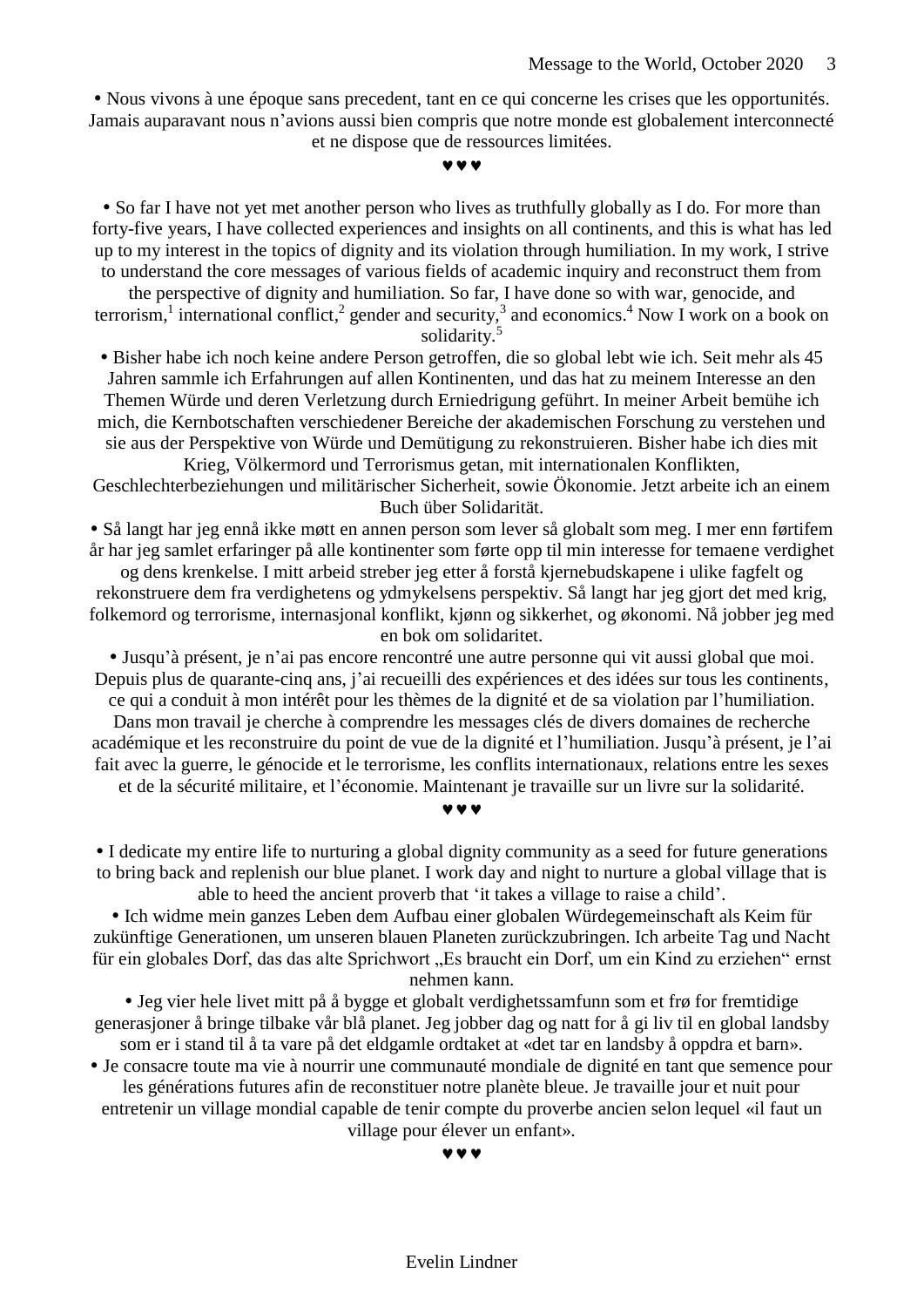• Nous vivons à une époque sans precedent, tant en ce qui concerne les crises que les opportunités. Jamais auparavant nous n'avions aussi bien compris que notre monde est globalement interconnecté et ne dispose que de ressources limitées.

♥♥♥

• So far I have not yet met another person who lives as truthfully globally as I do. For more than forty-five years, I have collected experiences and insights on all continents, and this is what has led up to my interest in the topics of dignity and its violation through humiliation. In my work, I strive to understand the core messages of various fields of academic inquiry and reconstruct them from the perspective of dignity and humiliation. So far, I have done so with war, genocide, and terrorism,[1] international conflict,[2] gender and security,[3] and economics.[4] Now I work on a book on solidarity.[5]

• Bisher habe ich noch keine andere Person getroffen, die so global lebt wie ich. Seit mehr als 45 Jahren sammle ich Erfahrungen auf allen Kontinenten, und das hat zu meinem Interesse an den Themen Würde und deren Verletzung durch Erniedrigung geführt. In meiner Arbeit bemühe ich mich, die Kernbotschaften verschiedener Bereiche der akademischen Forschung zu verstehen und sie aus der Perspektive von Würde und Demütigung zu rekonstruieren. Bisher habe ich dies mit Krieg, Völkermord und Terrorismus getan, mit internationalen Konflikten, Geschlechterbeziehungen und militärischer Sicherheit, sowie Ökonomie. Jetzt arbeite ich an einem Buch über Solidarität.

• Så langt har jeg ennå ikke møtt en annen person som lever så globalt som meg. I mer enn førtifem år har jeg samlet erfaringer på alle kontinenter som førte opp til min interesse for temaene verdighet og dens krenkelse. I mitt arbeid streber jeg etter å forstå kjernebudskapene i ulike fagfelt og rekonstruere dem fra verdighetens og ydmykelsens perspektiv. Så langt har jeg gjort det med krig, folkemord og terrorisme, internasjonal konflikt, kjønn og sikkerhet, og økonomi. Nå jobber jeg med en bok om solidaritet.

• Jusqu'à présent, je n'ai pas encore rencontré une autre personne qui vit aussi global que moi. Depuis plus de quarante-cinq ans, j'ai recueilli des expériences et des idées sur tous les continents, ce qui a conduit à mon intérêt pour les thèmes de la dignité et de sa violation par l'humiliation. Dans mon travail je cherche à comprendre les messages clés de divers domaines de recherche académique et les reconstruire du point de vue de la dignité et l'humiliation. Jusqu'à présent, je l'ai fait avec la guerre, le génocide et le terrorisme, les conflits internationaux, relations entre les sexes et de la sécurité militaire, et l'économie. Maintenant je travaille sur un livre sur la solidarité.

♥♥♥

• I dedicate my entire life to nurturing a global dignity community as a seed for future generations to bring back and replenish our blue planet. I work day and night to nurture a global village that is able to heed the ancient proverb that 'it takes a village to raise a child'.

• Ich widme mein ganzes Leben dem Aufbau einer globalen Würdegemeinschaft als Keim für zukünftige Generationen, um unseren blauen Planeten zurückzubringen. Ich arbeite Tag und Nacht für ein globales Dorf, das das alte Sprichwort „Es braucht ein Dorf, um ein Kind zu erziehen" ernst nehmen kann.

• Jeg vier hele livet mitt på å bygge et globalt verdighetssamfunn som et frø for fremtidige generasjoner å bringe tilbake vår blå planet. Jeg jobber dag og natt for å gi liv til en global landsby som er i stand til å ta vare på det eldgamle ordtaket at «det tar en landsby å oppdra et barn».

• Je consacre toute ma vie à nourrir une communauté mondiale de dignité en tant que semence pour les générations futures afin de reconstituer notre planète bleue. Je travaille jour et nuit pour entretenir un village mondial capable de tenir compte du proverbe ancien selon lequel «il faut un village pour élever un enfant».

♥♥♥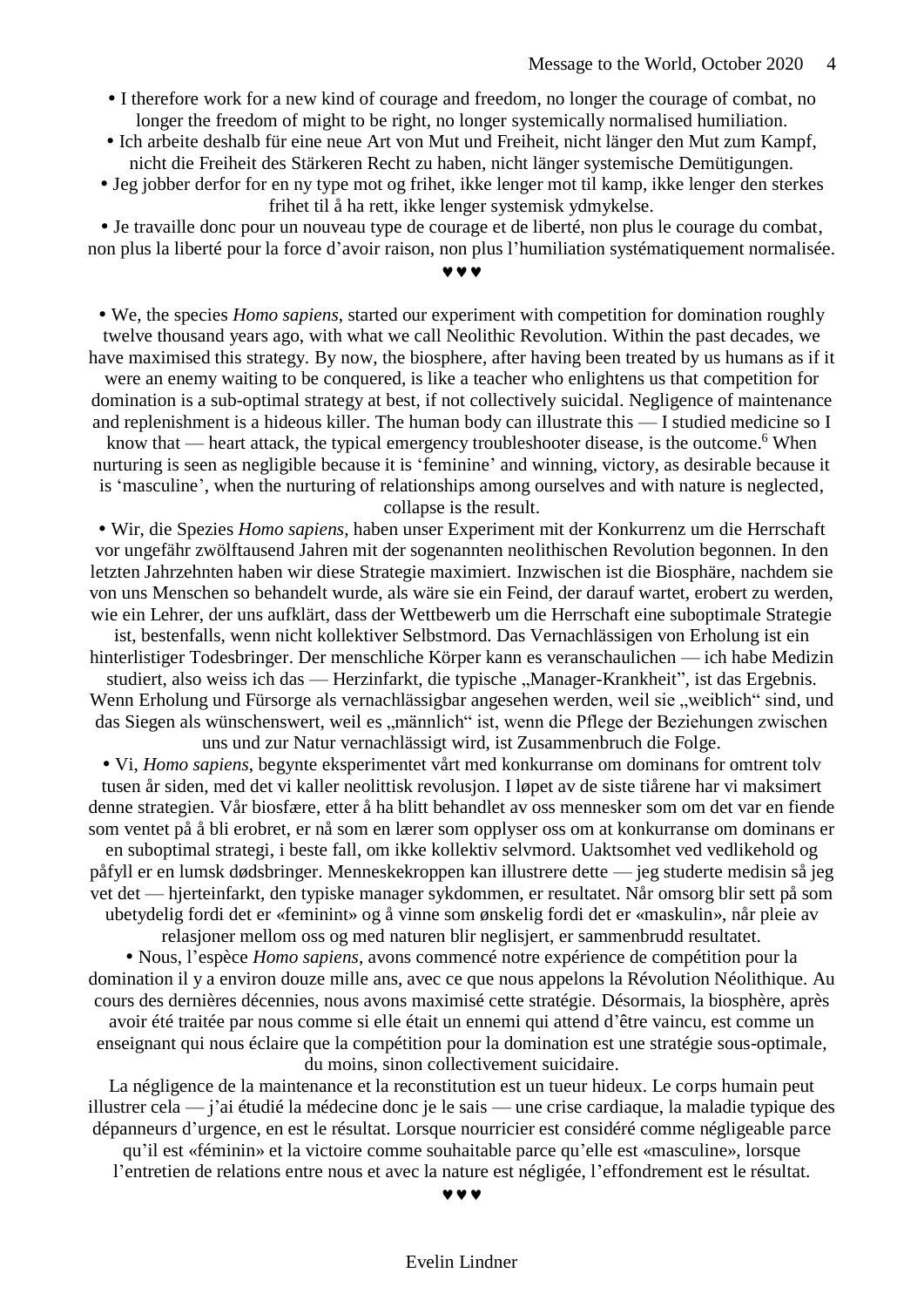• I therefore work for a new kind of courage and freedom, no longer the courage of combat, no longer the freedom of might to be right, no longer systemically normalised humiliation.

• Ich arbeite deshalb für eine neue Art von Mut und Freiheit, nicht länger den Mut zum Kampf, nicht die Freiheit des Stärkeren Recht zu haben, nicht länger systemische Demütigungen.

• Jeg jobber derfor for en ny type mot og frihet, ikke lenger mot til kamp, ikke lenger den sterkes frihet til å ha rett, ikke lenger systemisk ydmykelse.

• Je travaille donc pour un nouveau type de courage et de liberté, non plus le courage du combat, non plus la liberté pour la force d'avoir raison, non plus l'humiliation systématiquement normalisée.

♥♥♥

• We, the species *Homo sapiens*, started our experiment with competition for domination roughly twelve thousand years ago, with what we call Neolithic Revolution. Within the past decades, we have maximised this strategy. By now, the biosphere, after having been treated by us humans as if it were an enemy waiting to be conquered, is like a teacher who enlightens us that competition for domination is a sub-optimal strategy at best, if not collectively suicidal. Negligence of maintenance and replenishment is a hideous killer. The human body can illustrate this — I studied medicine so I know that — heart attack, the typical emergency troubleshooter disease, is the outcome.[6] When nurturing is seen as negligible because it is 'feminine' and winning, victory, as desirable because it is 'masculine', when the nurturing of relationships among ourselves and with nature is neglected, collapse is the result.

• Wir, die Spezies *Homo sapiens*, haben unser Experiment mit der Konkurrenz um die Herrschaft vor ungefähr zwölftausend Jahren mit der sogenannten neolithischen Revolution begonnen. In den letzten Jahrzehnten haben wir diese Strategie maximiert. Inzwischen ist die Biosphäre, nachdem sie von uns Menschen so behandelt wurde, als wäre sie ein Feind, der darauf wartet, erobert zu werden, wie ein Lehrer, der uns aufklärt, dass der Wettbewerb um die Herrschaft eine suboptimale Strategie ist, bestenfalls, wenn nicht kollektiver Selbstmord. Das Vernachlässigen von Erholung ist ein hinterlistiger Todesbringer. Der menschliche Körper kann es veranschaulichen — ich habe Medizin studiert, also weiss ich das — Herzinfarkt, die typische „Manager-Krankheit", ist das Ergebnis. Wenn Erholung und Fürsorge als vernachlässigbar angesehen werden, weil sie „weiblich" sind, und das Siegen als wünschenswert, weil es „männlich" ist, wenn die Pflege der Beziehungen zwischen uns und zur Natur vernachlässigt wird, ist Zusammenbruch die Folge.

• Vi, *Homo sapiens*, begynte eksperimentet vårt med konkurranse om dominans for omtrent tolv tusen år siden, med det vi kaller neolittisk revolusjon. I løpet av de siste tiårene har vi maksimert denne strategien. Vår biosfære, etter å ha blitt behandlet av oss mennesker som om det var en fiende som ventet på å bli erobret, er nå som en lærer som opplyser oss om at konkurranse om dominans er en suboptimal strategi, i beste fall, om ikke kollektiv selvmord. Uaktsomhet ved vedlikehold og påfyll er en lumsk dødsbringer. Menneskekroppen kan illustrere dette — jeg studerte medisin så jeg vet det — hjerteinfarkt, den typiske manager sykdommen, er resultatet. Når omsorg blir sett på som ubetydelig fordi det er «feminint» og å vinne som ønskelig fordi det er «maskulin», når pleie av relasjoner mellom oss og med naturen blir neglisjert, er sammenbrudd resultatet.

• Nous, l'espèce *Homo sapiens*, avons commencé notre expérience de compétition pour la domination il y a environ douze mille ans, avec ce que nous appelons la Révolution Néolithique. Au cours des dernières décennies, nous avons maximisé cette stratégie. Désormais, la biosphère, après avoir été traitée par nous comme si elle était un ennemi qui attend d'être vaincu, est comme un enseignant qui nous éclaire que la compétition pour la domination est une stratégie sous-optimale, du moins, sinon collectivement suicidaire.

La négligence de la maintenance et la reconstitution est un tueur hideux. Le corps humain peut illustrer cela — j'ai étudié la médecine donc je le sais — une crise cardiaque, la maladie typique des dépanneurs d'urgence, en est le résultat. Lorsque nourricier est considéré comme négligeable parce qu'il est «féminin» et la victoire comme souhaitable parce qu'elle est «masculine», lorsque l'entretien de relations entre nous et avec la nature est négligée, l'effondrement est le résultat.

♥♥♥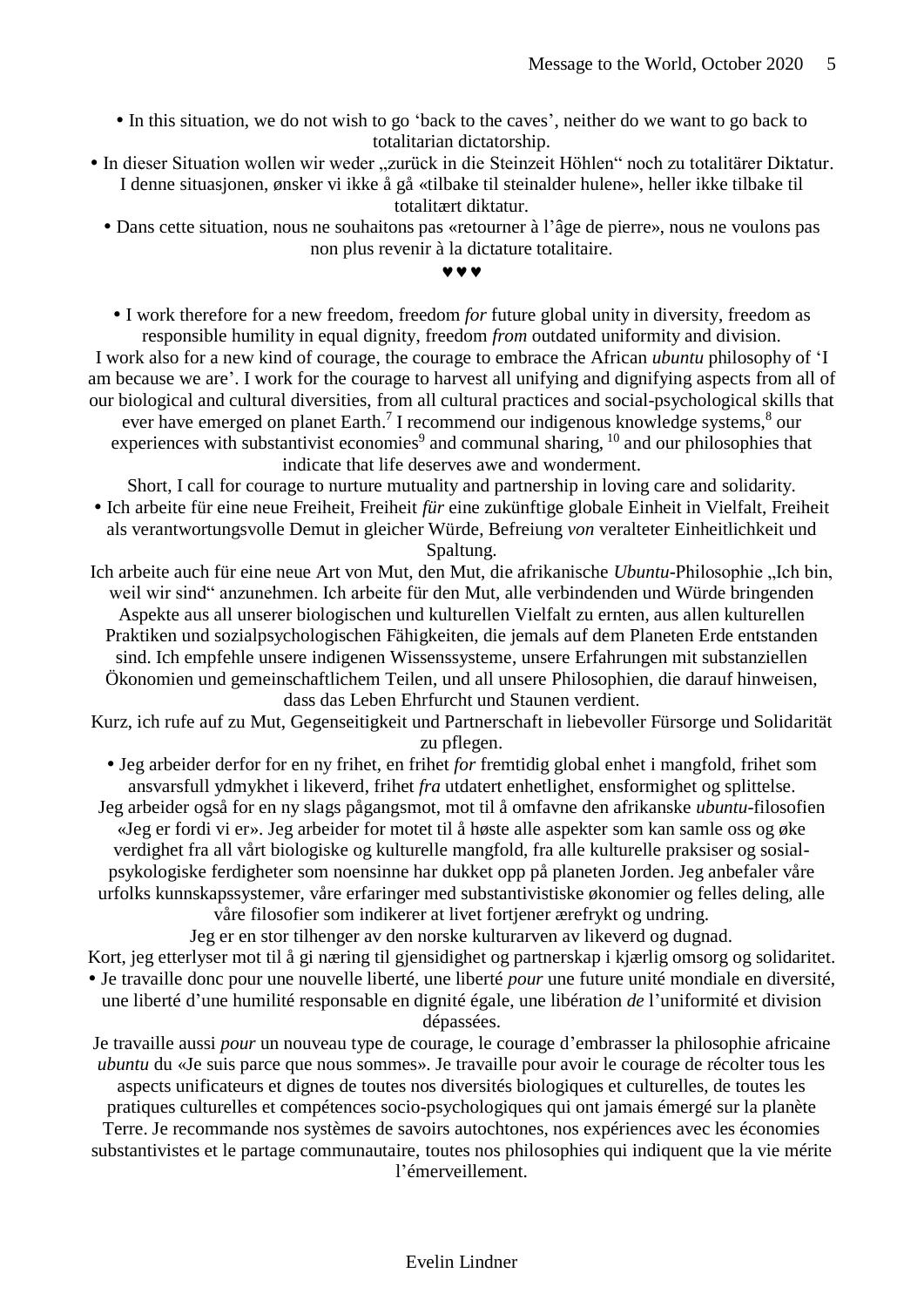• In this situation, we do not wish to go 'back to the caves', neither do we want to go back to totalitarian dictatorship.

• In dieser Situation wollen wir weder „zurück in die Steinzeit Höhlen" noch zu totalitärer Diktatur.
I denne situasjonen, ønsker vi ikke å gå «tilbake til steinalder hulene», heller ikke tilbake til totalitært diktatur.

• Dans cette situation, nous ne souhaitons pas «retourner à l'âge de pierre», nous ne voulons pas non plus revenir à la dictature totalitaire.

♥♥♥

• I work therefore for a new freedom, freedom *for* future global unity in diversity, freedom as responsible humility in equal dignity, freedom *from* outdated uniformity and division.
I work also for a new kind of courage, the courage to embrace the African *ubuntu* philosophy of 'I am because we are'. I work for the courage to harvest all unifying and dignifying aspects from all of our biological and cultural diversities, from all cultural practices and social-psychological skills that ever have emerged on planet Earth.[7] I recommend our indigenous knowledge systems,[8] our experiences with substantivist economies[9] and communal sharing, [10] and our philosophies that indicate that life deserves awe and wonderment.
Short, I call for courage to nurture mutuality and partnership in loving care and solidarity.

• Ich arbeite für eine neue Freiheit, Freiheit *für* eine zukünftige globale Einheit in Vielfalt, Freiheit als verantwortungsvolle Demut in gleicher Würde, Befreiung *von* veralteter Einheitlichkeit und Spaltung.
Ich arbeite auch für eine neue Art von Mut, den Mut, die afrikanische *Ubuntu*-Philosophie „Ich bin, weil wir sind" anzunehmen. Ich arbeite für den Mut, alle verbindenden und Würde bringenden Aspekte aus all unserer biologischen und kulturellen Vielfalt zu ernten, aus allen kulturellen Praktiken und sozialpsychologischen Fähigkeiten, die jemals auf dem Planeten Erde entstanden sind. Ich empfehle unsere indigenen Wissenssysteme, unsere Erfahrungen mit substanziellen Ökonomien und gemeinschaftlichem Teilen, und all unsere Philosophien, die darauf hinweisen, dass das Leben Ehrfurcht und Staunen verdient.
Kurz, ich rufe auf zu Mut, Gegenseitigkeit und Partnerschaft in liebevoller Fürsorge und Solidarität zu pflegen.

• Jeg arbeider derfor for en ny frihet, en frihet *for* fremtidig global enhet i mangfold, frihet som ansvarsfull ydmykhet i likeverd, frihet *fra* utdatert enhetlighet, ensformighet og splittelse.
Jeg arbeider også for en ny slags pågangsmot, mot til å omfavne den afrikanske *ubuntu*-filosofien «Jeg er fordi vi er». Jeg arbeider for motet til å høste alle aspekter som kan samle oss og øke verdighet fra all vårt biologiske og kulturelle mangfold, fra alle kulturelle praksiser og sosial-psykologiske ferdigheter som noensinne har dukket opp på planeten Jorden. Jeg anbefaler våre urfolks kunnskapssystemer, våre erfaringer med substantivistiske økonomier og felles deling, alle våre filosofier som indikerer at livet fortjener ærefrykt og undring.
Jeg er en stor tilhenger av den norske kulturarven av likeverd og dugnad.
Kort, jeg etterlyser mot til å gi næring til gjensidighet og partnerskap i kjærlig omsorg og solidaritet.

• Je travaille donc pour une nouvelle liberté, une liberté *pour* une future unité mondiale en diversité, une liberté d'une humilité responsable en dignité égale, une libération *de* l'uniformité et division dépassées.
Je travaille aussi *pour* un nouveau type de courage, le courage d'embrasser la philosophie africaine *ubuntu* du «Je suis parce que nous sommes». Je travaille pour avoir le courage de récolter tous les aspects unificateurs et dignes de toutes nos diversités biologiques et culturelles, de toutes les pratiques culturelles et compétences socio-psychologiques qui ont jamais émergé sur la planète Terre. Je recommande nos systèmes de savoirs autochtones, nos expériences avec les économies substantivistes et le partage communautaire, toutes nos philosophies qui indiquent que la vie mérite l'émerveillement.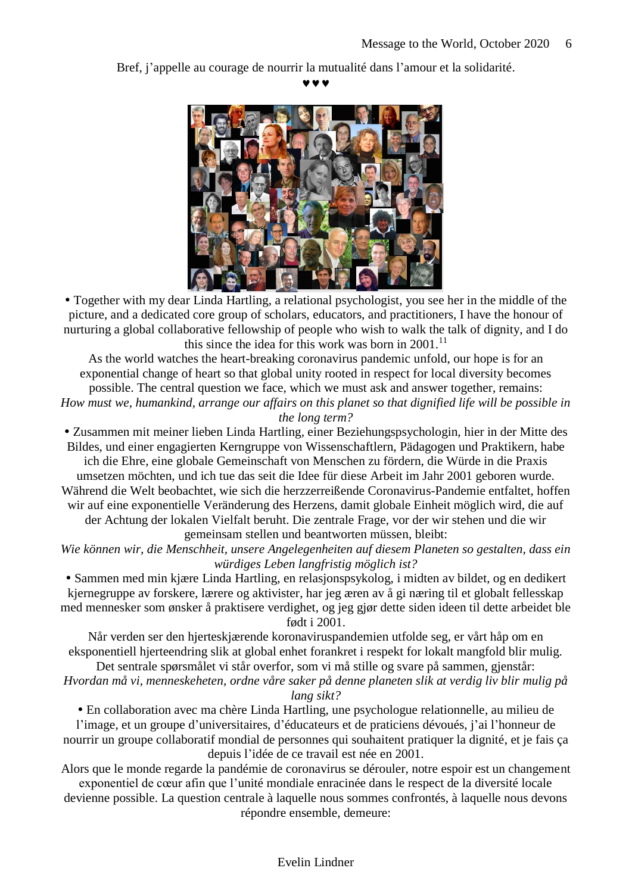Bref, j'appelle au courage de nourrir la mutualité dans l'amour et la solidarité.

♥♥♥

• Together with my dear Linda Hartling, a relational psychologist, you see her in the middle of the picture, and a dedicated core group of scholars, educators, and practitioners, I have the honour of nurturing a global collaborative fellowship of people who wish to walk the talk of dignity, and I do this since the idea for this work was born in 2001.[11]

As the world watches the heart-breaking coronavirus pandemic unfold, our hope is for an exponential change of heart so that global unity rooted in respect for local diversity becomes possible. The central question we face, which we must ask and answer together, remains:

*How must we, humankind, arrange our affairs on this planet so that dignified life will be possible in the long term?*

• Zusammen mit meiner lieben Linda Hartling, einer Beziehungspsychologin, hier in der Mitte des Bildes, und einer engagierten Kerngruppe von Wissenschaftlern, Pädagogen und Praktikern, habe ich die Ehre, eine globale Gemeinschaft von Menschen zu fördern, die Würde in die Praxis umsetzen möchten, und ich tue das seit die Idee für diese Arbeit im Jahr 2001 geboren wurde.

Während die Welt beobachtet, wie sich die herzzerreißende Coronavirus-Pandemie entfaltet, hoffen wir auf eine exponentielle Veränderung des Herzens, damit globale Einheit möglich wird, die auf der Achtung der lokalen Vielfalt beruht. Die zentrale Frage, vor der wir stehen und die wir gemeinsam stellen und beantworten müssen, bleibt:

*Wie können wir, die Menschheit, unsere Angelegenheiten auf diesem Planeten so gestalten, dass ein würdiges Leben langfristig möglich ist?*

• Sammen med min kjære Linda Hartling, en relasjonspsykolog, i midten av bildet, og en dedikert kjernegruppe av forskere, lærere og aktivister, har jeg æren av å gi næring til et globalt fellesskap med mennesker som ønsker å praktisere verdighet, og jeg gjør dette siden ideen til dette arbeidet ble født i 2001.

Når verden ser den hjerteskjærende koronaviruspandemien utfolde seg, er vårt håp om en eksponentiell hjerteendring slik at global enhet forankret i respekt for lokalt mangfold blir mulig. Det sentrale spørsmålet vi står overfor, som vi må stille og svare på sammen, gjenstår:

*Hvordan må vi, menneskeheten, ordne våre saker på denne planeten slik at verdig liv blir mulig på lang sikt?*

• En collaboration avec ma chère Linda Hartling, une psychologue relationnelle, au milieu de l'image, et un groupe d'universitaires, d'éducateurs et de praticiens dévoués, j'ai l'honneur de nourrir un groupe collaboratif mondial de personnes qui souhaitent pratiquer la dignité, et je fais ça depuis l'idée de ce travail est née en 2001.

Alors que le monde regarde la pandémie de coronavirus se dérouler, notre espoir est un changement exponentiel de cœur afin que l'unité mondiale enracinée dans le respect de la diversité locale devienne possible. La question centrale à laquelle nous sommes confrontés, à laquelle nous devons répondre ensemble, demeure: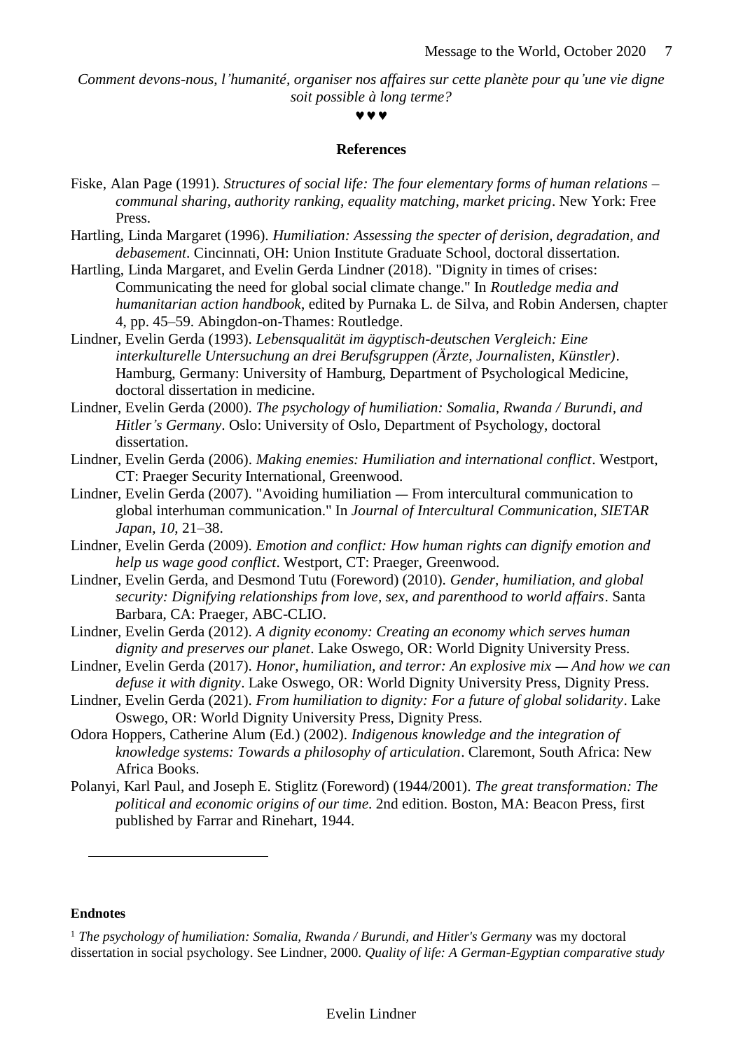*Comment devons-nous, l'humanité, organiser nos affaires sur cette planète pour qu'une vie digne soit possible à long terme?*

♥♥♥

## References

Fiske, Alan Page (1991). *Structures of social life: The four elementary forms of human relations – communal sharing, authority ranking, equality matching, market pricing*. New York: Free Press.

Hartling, Linda Margaret (1996). *Humiliation: Assessing the specter of derision, degradation, and debasement*. Cincinnati, OH: Union Institute Graduate School, doctoral dissertation.

Hartling, Linda Margaret, and Evelin Gerda Lindner (2018). "Dignity in times of crises: Communicating the need for global social climate change." In *Routledge media and humanitarian action handbook*, edited by Purnaka L. de Silva, and Robin Andersen, chapter 4, pp. 45–59. Abingdon-on-Thames: Routledge.

Lindner, Evelin Gerda (1993). *Lebensqualität im ägyptisch-deutschen Vergleich: Eine interkulturelle Untersuchung an drei Berufsgruppen (Ärzte, Journalisten, Künstler)*. Hamburg, Germany: University of Hamburg, Department of Psychological Medicine, doctoral dissertation in medicine.

Lindner, Evelin Gerda (2000). *The psychology of humiliation: Somalia, Rwanda / Burundi, and Hitler's Germany*. Oslo: University of Oslo, Department of Psychology, doctoral dissertation.

Lindner, Evelin Gerda (2006). *Making enemies: Humiliation and international conflict*. Westport, CT: Praeger Security International, Greenwood.

Lindner, Evelin Gerda (2007). "Avoiding humiliation — From intercultural communication to global interhuman communication." In *Journal of Intercultural Communication, SIETAR Japan*, *10*, 21–38.

Lindner, Evelin Gerda (2009). *Emotion and conflict: How human rights can dignify emotion and help us wage good conflict*. Westport, CT: Praeger, Greenwood.

Lindner, Evelin Gerda, and Desmond Tutu (Foreword) (2010). *Gender, humiliation, and global security: Dignifying relationships from love, sex, and parenthood to world affairs*. Santa Barbara, CA: Praeger, ABC-CLIO.

Lindner, Evelin Gerda (2012). *A dignity economy: Creating an economy which serves human dignity and preserves our planet*. Lake Oswego, OR: World Dignity University Press.

Lindner, Evelin Gerda (2017). *Honor, humiliation, and terror: An explosive mix — And how we can defuse it with dignity*. Lake Oswego, OR: World Dignity University Press, Dignity Press.

Lindner, Evelin Gerda (2021). *From humiliation to dignity: For a future of global solidarity*. Lake Oswego, OR: World Dignity University Press, Dignity Press.

Odora Hoppers, Catherine Alum (Ed.) (2002). *Indigenous knowledge and the integration of knowledge systems: Towards a philosophy of articulation*. Claremont, South Africa: New Africa Books.

Polanyi, Karl Paul, and Joseph E. Stiglitz (Foreword) (1944/2001). *The great transformation: The political and economic origins of our time*. 2nd edition. Boston, MA: Beacon Press, first published by Farrar and Rinehart, 1944.

---

**Endnotes**

[1] *The psychology of humiliation: Somalia, Rwanda / Burundi, and Hitler's Germany* was my doctoral dissertation in social psychology. See Lindner, 2000. *Quality of life: A German-Egyptian comparative study*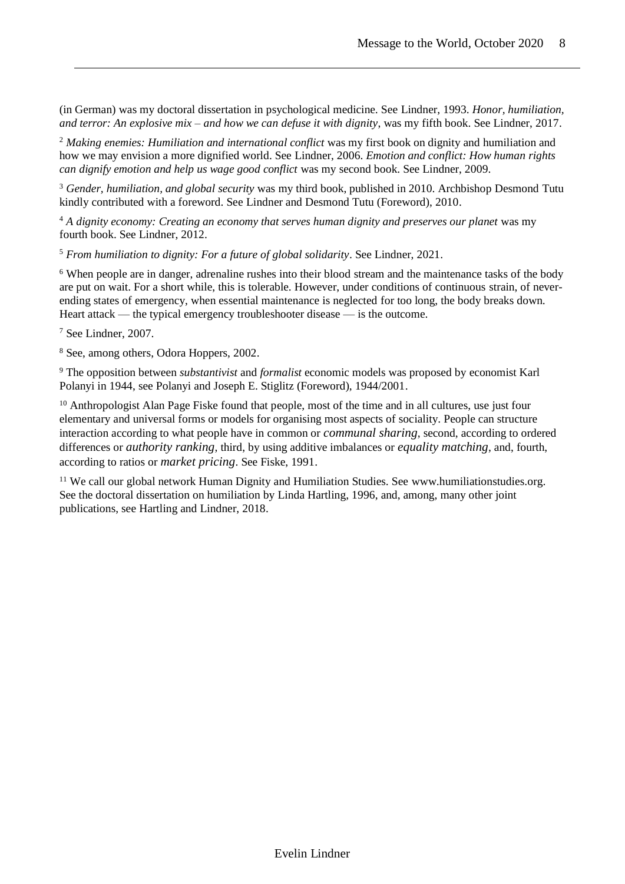(in German) was my doctoral dissertation in psychological medicine. See Lindner, 1993. *Honor, humiliation, and terror: An explosive mix – and how we can defuse it with dignity*, was my fifth book. See Lindner, 2017.

[2] *Making enemies: Humiliation and international conflict* was my first book on dignity and humiliation and how we may envision a more dignified world. See Lindner, 2006. *Emotion and conflict: How human rights can dignify emotion and help us wage good conflict* was my second book. See Lindner, 2009.

[3] *Gender, humiliation, and global security* was my third book, published in 2010. Archbishop Desmond Tutu kindly contributed with a foreword. See Lindner and Desmond Tutu (Foreword), 2010.

[4] *A dignity economy: Creating an economy that serves human dignity and preserves our planet* was my fourth book. See Lindner, 2012.

[5] *From humiliation to dignity: For a future of global solidarity*. See Lindner, 2021.

[6] When people are in danger, adrenaline rushes into their blood stream and the maintenance tasks of the body are put on wait. For a short while, this is tolerable. However, under conditions of continuous strain, of never-ending states of emergency, when essential maintenance is neglected for too long, the body breaks down. Heart attack — the typical emergency troubleshooter disease — is the outcome.

[7] See Lindner, 2007.

[8] See, among others, Odora Hoppers, 2002.

[9] The opposition between *substantivist* and *formalist* economic models was proposed by economist Karl Polanyi in 1944, see Polanyi and Joseph E. Stiglitz (Foreword), 1944/2001.

[10] Anthropologist Alan Page Fiske found that people, most of the time and in all cultures, use just four elementary and universal forms or models for organising most aspects of sociality. People can structure interaction according to what people have in common or *communal sharing*, second, according to ordered differences or *authority ranking*, third, by using additive imbalances or *equality matching*, and, fourth, according to ratios or *market pricing*. See Fiske, 1991.

[11] We call our global network Human Dignity and Humiliation Studies. See www.humiliationstudies.org. See the doctoral dissertation on humiliation by Linda Hartling, 1996, and, among, many other joint publications, see Hartling and Lindner, 2018.